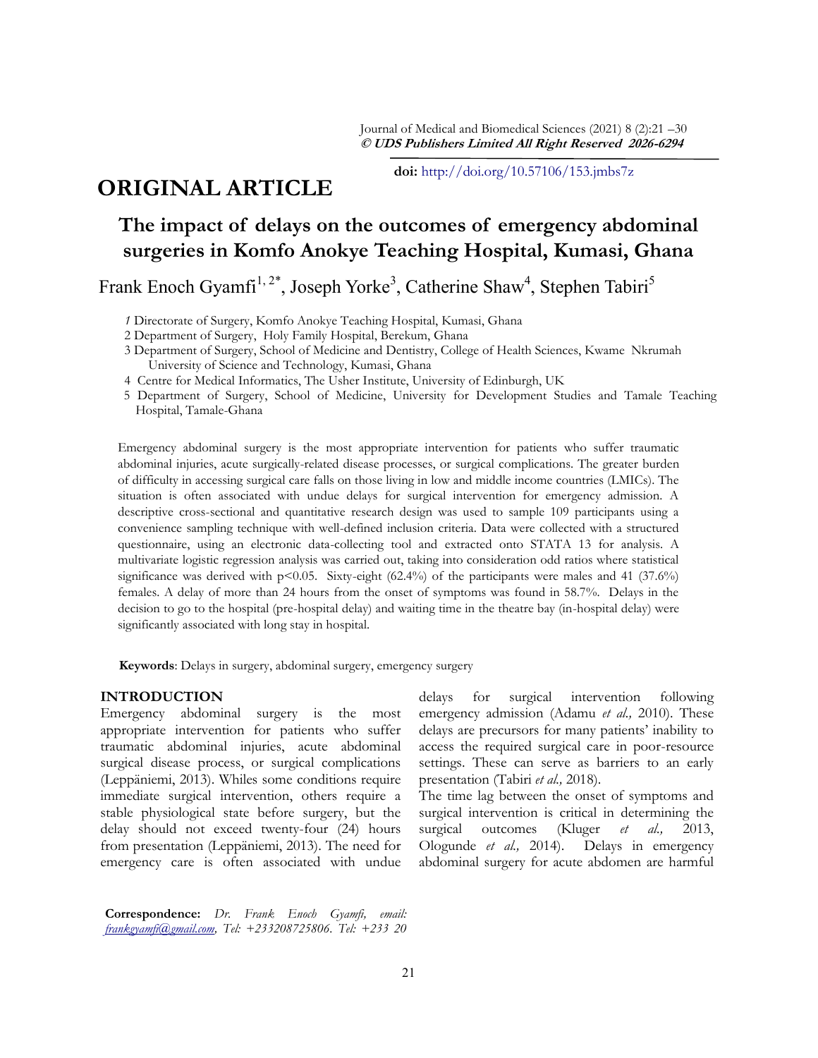doi: http://doi.org/10.57106/153.jmbs7z

# ORIGINAL ARTICLE

## The impact of delays on the outcomes of emergency abdominal surgeries in Komfo Anokye Teaching Hospital, Kumasi, Ghana

Frank Enoch Gyamfi[1, 2*], Joseph Yorke[3], Catherine Shaw[4], Stephen Tabiri[5]

1 Directorate of Surgery, Komfo Anokye Teaching Hospital, Kumasi, Ghana
2 Department of Surgery, Holy Family Hospital, Berekum, Ghana
3 Department of Surgery, School of Medicine and Dentistry, College of Health Sciences, Kwame Nkrumah University of Science and Technology, Kumasi, Ghana
4 Centre for Medical Informatics, The Usher Institute, University of Edinburgh, UK
5 Department of Surgery, School of Medicine, University for Development Studies and Tamale Teaching Hospital, Tamale-Ghana

Emergency abdominal surgery is the most appropriate intervention for patients who suffer traumatic abdominal injuries, acute surgically-related disease processes, or surgical complications. The greater burden of difficulty in accessing surgical care falls on those living in low and middle income countries (LMICs). The situation is often associated with undue delays for surgical intervention for emergency admission. A descriptive cross-sectional and quantitative research design was used to sample 109 participants using a convenience sampling technique with well-defined inclusion criteria. Data were collected with a structured questionnaire, using an electronic data-collecting tool and extracted onto STATA 13 for analysis. A multivariate logistic regression analysis was carried out, taking into consideration odd ratios where statistical significance was derived with $p<0.05$. Sixty-eight (62.4%) of the participants were males and 41 (37.6%) females. A delay of more than 24 hours from the onset of symptoms was found in 58.7%. Delays in the decision to go to the hospital (pre-hospital delay) and waiting time in the theatre bay (in-hospital delay) were significantly associated with long stay in hospital.

**Keywords**: Delays in surgery, abdominal surgery, emergency surgery

## INTRODUCTION

Emergency abdominal surgery is the most appropriate intervention for patients who suffer traumatic abdominal injuries, acute abdominal surgical disease process, or surgical complications (Leppäniemi, 2013). Whiles some conditions require immediate surgical intervention, others require a stable physiological state before surgery, but the delay should not exceed twenty-four (24) hours from presentation (Leppäniemi, 2013). The need for emergency care is often associated with undue delays for surgical intervention following emergency admission (Adamu *et al.,* 2010). These delays are precursors for many patients' inability to access the required surgical care in poor-resource settings. These can serve as barriers to an early presentation (Tabiri *et al.,* 2018).

The time lag between the onset of symptoms and surgical intervention is critical in determining the surgical outcomes (Kluger *et al.,* 2013, Ologunde *et al.,* 2014). Delays in emergency abdominal surgery for acute abdomen are harmful

**Correspondence:** *Dr. Frank Enoch Gyamfi, email: frankgyamfi@gmail.com, Tel: +233208725806. Tel: +233 20*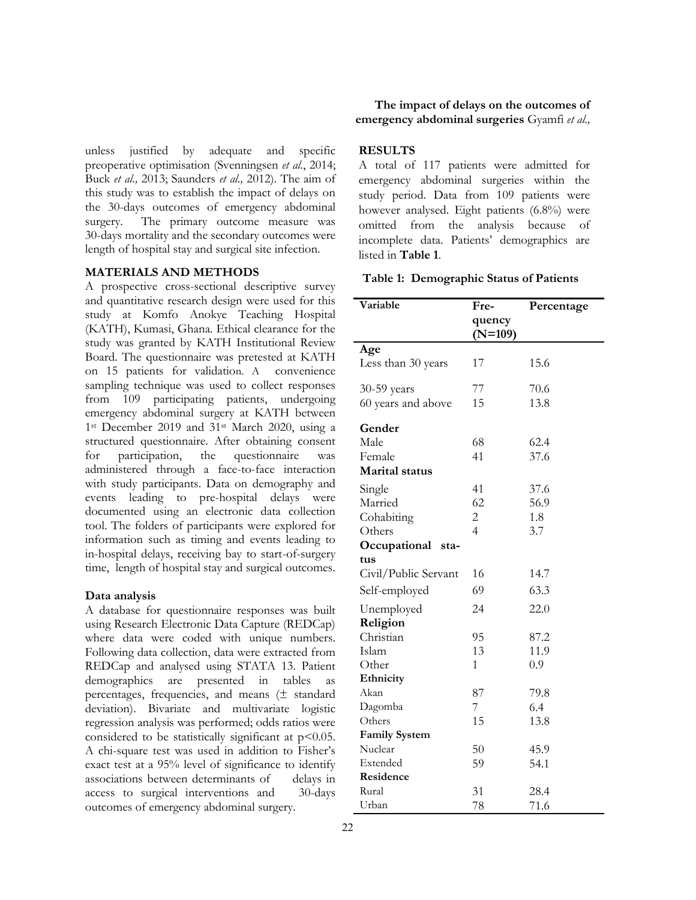unless justified by adequate and specific preoperative optimisation (Svenningsen *et al*., 2014; Buck *et al.,* 2013; Saunders *et al.,* 2012). The aim of this study was to establish the impact of delays on the 30-days outcomes of emergency abdominal surgery. The primary outcome measure was 30-days mortality and the secondary outcomes were length of hospital stay and surgical site infection.

## MATERIALS AND METHODS

A prospective cross-sectional descriptive survey and quantitative research design were used for this study at Komfo Anokye Teaching Hospital (KATH), Kumasi, Ghana. Ethical clearance for the study was granted by KATH Institutional Review Board. The questionnaire was pretested at KATH on 15 patients for validation. A convenience sampling technique was used to collect responses from 109 participating patients, undergoing emergency abdominal surgery at KATH between 1st December 2019 and 31st March 2020, using a structured questionnaire. After obtaining consent for participation, the questionnaire was administered through a face-to-face interaction with study participants. Data on demography and events leading to pre-hospital delays were documented using an electronic data collection tool. The folders of participants were explored for information such as timing and events leading to in-hospital delays, receiving bay to start-of-surgery time, length of hospital stay and surgical outcomes.

### Data analysis

A database for questionnaire responses was built using Research Electronic Data Capture (REDCap) where data were coded with unique numbers. Following data collection, data were extracted from REDCap and analysed using STATA 13. Patient demographics are presented in tables as percentages, frequencies, and means (± standard deviation). Bivariate and multivariate logistic regression analysis was performed; odds ratios were considered to be statistically significant at $p<0.05$. A chi-square test was used in addition to Fisher's exact test at a 95% level of significance to identify associations between determinants of delays in access to surgical interventions and 30-days outcomes of emergency abdominal surgery.

## RESULTS

A total of 117 patients were admitted for emergency abdominal surgeries within the study period. Data from 109 patients were however analysed. Eight patients (6.8%) were omitted from the analysis because of incomplete data. Patients' demographics are listed in **Table 1**.

**Table 1: Demographic Status of Patients**

| Variable | Frequency (N=109) | Percentage |
|---|---|---|
| **Age** | | |
| Less than 30 years | 17 | 15.6 |
| 30-59 years | 77 | 70.6 |
| 60 years and above | 15 | 13.8 |
| **Gender** | | |
| Male | 68 | 62.4 |
| Female | 41 | 37.6 |
| **Marital status** | | |
| Single | 41 | 37.6 |
| Married | 62 | 56.9 |
| Cohabiting | 2 | 1.8 |
| Others | 4 | 3.7 |
| **Occupational status** | | |
| Civil/Public Servant | 16 | 14.7 |
| Self-employed | 69 | 63.3 |
| Unemployed | 24 | 22.0 |
| **Religion** | | |
| Christian | 95 | 87.2 |
| Islam | 13 | 11.9 |
| Other | 1 | 0.9 |
| **Ethnicity** | | |
| Akan | 87 | 79.8 |
| Dagomba | 7 | 6.4 |
| Others | 15 | 13.8 |
| **Family System** | | |
| Nuclear | 50 | 45.9 |
| Extended | 59 | 54.1 |
| **Residence** | | |
| Rural | 31 | 28.4 |
| Urban | 78 | 71.6 |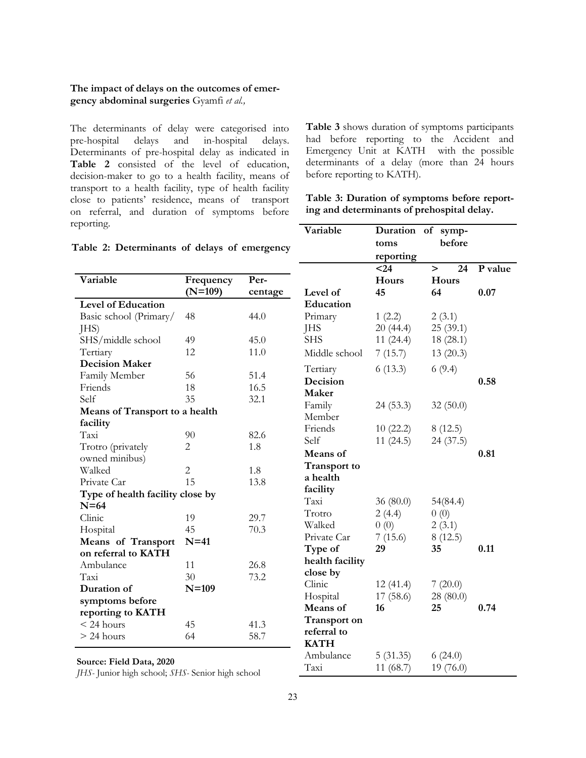The determinants of delay were categorised into pre-hospital delays and in-hospital delays. Determinants of pre-hospital delay as indicated in **Table 2** consisted of the level of education, decision-maker to go to a health facility, means of transport to a health facility, type of health facility close to patients' residence, means of transport on referral, and duration of symptoms before reporting.

**Table 2: Determinants of delays of emergency**

| Variable | Frequency (N=109) | Percentage |
|---|---|---|
| **Level of Education** | | |
| Basic school (Primary/ JHS) | 48 | 44.0 |
| SHS/middle school | 49 | 45.0 |
| Tertiary | 12 | 11.0 |
| **Decision Maker** | | |
| Family Member | 56 | 51.4 |
| Friends | 18 | 16.5 |
| Self | 35 | 32.1 |
| **Means of Transport to a health facility** | | |
| Taxi | 90 | 82.6 |
| Trotro (privately owned minibus) | 2 | 1.8 |
| Walked | 2 | 1.8 |
| Private Car | 15 | 13.8 |
| **Type of health facility close by N=64** | | |
| Clinic | 19 | 29.7 |
| Hospital | 45 | 70.3 |
| **Means of Transport on referral to KATH** | **N=41** | |
| Ambulance | 11 | 26.8 |
| Taxi | 30 | 73.2 |
| **Duration of symptoms before reporting to KATH** | **N=109** | |
| < 24 hours | 45 | 41.3 |
| > 24 hours | 64 | 58.7 |

**Source: Field Data, 2020**

*JHS*- Junior high school; *SHS*- Senior high school

**Table 3** shows duration of symptoms participants had before reporting to the Accident and Emergency Unit at KATH with the possible determinants of a delay (more than 24 hours before reporting to KATH).

**Table 3: Duration of symptoms before reporting and determinants of prehospital delay.**

| Variable | Duration of symptoms before reporting | | |
|---|---|---|---|
| | **<24 Hours** | **> 24 Hours** | **P value** |
| **Level of Education** | **45** | **64** | **0.07** |
| Primary | 1 (2.2) | 2 (3.1) | |
| JHS | 20 (44.4) | 25 (39.1) | |
| SHS | 11 (24.4) | 18 (28.1) | |
| Middle school | 7 (15.7) | 13 (20.3) | |
| Tertiary | 6 (13.3) | 6 (9.4) | |
| **Decision Maker** | | | **0.58** |
| Family Member | 24 (53.3) | 32 (50.0) | |
| Friends | 10 (22.2) | 8 (12.5) | |
| Self | 11 (24.5) | 24 (37.5) | |
| **Means of Transport to a health facility** | | | **0.81** |
| Taxi | 36 (80.0) | 54(84.4) | |
| Trotro | 2 (4.4) | 0 (0) | |
| Walked | 0 (0) | 2 (3.1) | |
| Private Car | 7 (15.6) | 8 (12.5) | |
| **Type of health facility close by** | **29** | **35** | **0.11** |
| Clinic | 12 (41.4) | 7 (20.0) | |
| Hospital | 17 (58.6) | 28 (80.0) | |
| **Means of Transport on referral to KATH** | **16** | **25** | **0.74** |
| Ambulance | 5 (31.35) | 6 (24.0) | |
| Taxi | 11 (68.7) | 19 (76.0) | |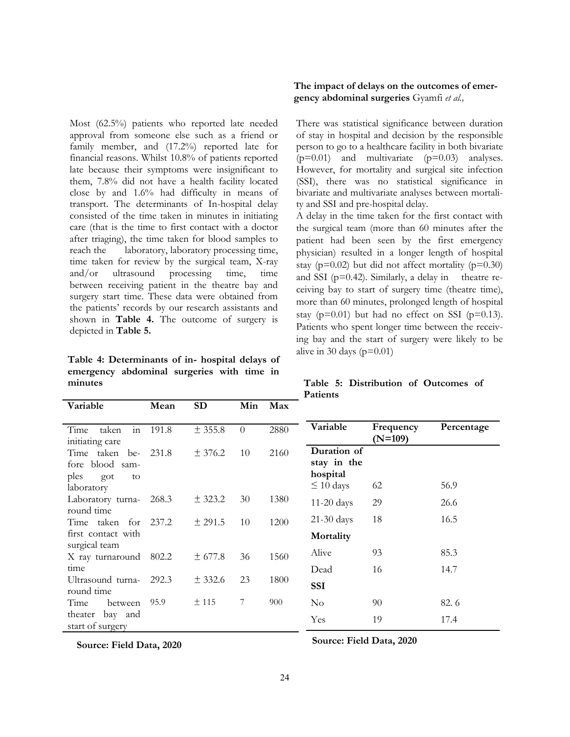Most (62.5%) patients who reported late needed approval from someone else such as a friend or family member, and (17.2%) reported late for financial reasons. Whilst 10.8% of patients reported late because their symptoms were insignificant to them, 7.8% did not have a health facility located close by and 1.6% had difficulty in means of transport. The determinants of In-hospital delay consisted of the time taken in minutes in initiating care (that is the time to first contact with a doctor after triaging), the time taken for blood samples to reach the laboratory, laboratory processing time, time taken for review by the surgical team, X-ray and/or ultrasound processing time, time between receiving patient in the theatre bay and surgery start time. These data were obtained from the patients' records by our research assistants and shown in **Table 4.** The outcome of surgery is depicted in **Table 5.**

**Table 4: Determinants of in- hospital delays of emergency abdominal surgeries with time in minutes**

| Variable | Mean | SD | Min | Max |
|---|---|---|---|---|
| Time taken in initiating care | 191.8 | ± 355.8 | 0 | 2880 |
| Time taken before blood samples got to laboratory | 231.8 | ± 376.2 | 10 | 2160 |
| Laboratory turnaround time | 268.3 | ± 323.2 | 30 | 1380 |
| Time taken for first contact with surgical team | 237.2 | ± 291.5 | 10 | 1200 |
| X ray turnaround time | 802.2 | ± 677.8 | 36 | 1560 |
| Ultrasound turnaround time | 292.3 | ± 332.6 | 23 | 1800 |
| Time between theater bay and start of surgery | 95.9 | ± 115 | 7 | 900 |

**Source: Field Data, 2020**

There was statistical significance between duration of stay in hospital and decision by the responsible person to go to a healthcare facility in both bivariate (p=0.01) and multivariate (p=0.03) analyses. However, for mortality and surgical site infection (SSI), there was no statistical significance in bivariate and multivariate analyses between mortality and SSI and pre-hospital delay.

A delay in the time taken for the first contact with the surgical team (more than 60 minutes after the patient had been seen by the first emergency physician) resulted in a longer length of hospital stay (p=0.02) but did not affect mortality (p=0.30) and SSI (p=0.42). Similarly, a delay in theatre receiving bay to start of surgery time (theatre time), more than 60 minutes, prolonged length of hospital stay (p=0.01) but had no effect on SSI (p=0.13). Patients who spent longer time between the receiving bay and the start of surgery were likely to be alive in 30 days (p=0.01)

**Table 5: Distribution of Outcomes of Patients**

| Variable | Frequency (N=109) | Percentage |
|---|---|---|
| **Duration of stay in the hospital** | | |
| ≤ 10 days | 62 | 56.9 |
| 11-20 days | 29 | 26.6 |
| 21-30 days | 18 | 16.5 |
| **Mortality** | | |
| Alive | 93 | 85.3 |
| Dead | 16 | 14.7 |
| **SSI** | | |
| No | 90 | 82. 6 |
| Yes | 19 | 17.4 |

**Source: Field Data, 2020**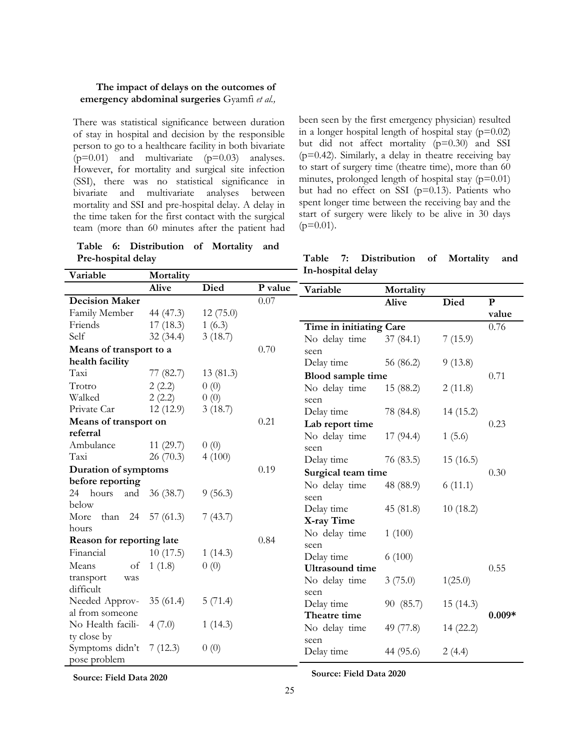There was statistical significance between duration of stay in hospital and decision by the responsible person to go to a healthcare facility in both bivariate (p=0.01) and multivariate (p=0.03) analyses. However, for mortality and surgical site infection (SSI), there was no statistical significance in bivariate and multivariate analyses between mortality and SSI and pre-hospital delay. A delay in the time taken for the first contact with the surgical team (more than 60 minutes after the patient had been seen by the first emergency physician) resulted in a longer hospital length of hospital stay (p=0.02) but did not affect mortality (p=0.30) and SSI (p=0.42). Similarly, a delay in theatre receiving bay to start of surgery time (theatre time), more than 60 minutes, prolonged length of hospital stay (p=0.01) but had no effect on SSI (p=0.13). Patients who spent longer time between the receiving bay and the start of surgery were likely to be alive in 30 days (p=0.01).

**Table 6: Distribution of Mortality and Pre-hospital delay**

| Variable | Mortality | | |
|---|---|---|---|
| | **Alive** | **Died** | **P value** |
| **Decision Maker** | | | 0.07 |
| Family Member | 44 (47.3) | 12 (75.0) | |
| Friends | 17 (18.3) | 1 (6.3) | |
| Self | 32 (34.4) | 3 (18.7) | |
| **Means of transport to a health facility** | | | 0.70 |
| Taxi | 77 (82.7) | 13 (81.3) | |
| Trotro | 2 (2.2) | 0 (0) | |
| Walked | 2 (2.2) | 0 (0) | |
| Private Car | 12 (12.9) | 3 (18.7) | |
| **Means of transport on referral** | | | 0.21 |
| Ambulance | 11 (29.7) | 0 (0) | |
| Taxi | 26 (70.3) | 4 (100) | |
| **Duration of symptoms before reporting** | | | 0.19 |
| 24 hours and below | 36 (38.7) | 9 (56.3) | |
| More than 24 hours | 57 (61.3) | 7 (43.7) | |
| **Reason for reporting late** | | | 0.84 |
| Financial | 10 (17.5) | 1 (14.3) | |
| Means of transport was difficult | 1 (1.8) | 0 (0) | |
| Needed Approval from someone | 35 (61.4) | 5 (71.4) | |
| No Health facility close by | 4 (7.0) | 1 (14.3) | |
| Symptoms didn't pose problem | 7 (12.3) | 0 (0) | |

**Source: Field Data 2020**

**Table 7: Distribution of Mortality and In-hospital delay**

| Variable | Mortality | | |
|---|---|---|---|
| | **Alive** | **Died** | **P value** |
| **Time in initiating Care** | | | 0.76 |
| No delay time seen | 37 (84.1) | 7 (15.9) | |
| Delay time | 56 (86.2) | 9 (13.8) | |
| **Blood sample time** | | | 0.71 |
| No delay time seen | 15 (88.2) | 2 (11.8) | |
| Delay time | 78 (84.8) | 14 (15.2) | |
| **Lab report time** | | | 0.23 |
| No delay time seen | 17 (94.4) | 1 (5.6) | |
| Delay time | 76 (83.5) | 15 (16.5) | |
| **Surgical team time** | | | 0.30 |
| No delay time seen | 48 (88.9) | 6 (11.1) | |
| Delay time | 45 (81.8) | 10 (18.2) | |
| **X-ray Time** | | | |
| No delay time seen | 1 (100) | | |
| Delay time | 6 (100) | | |
| **Ultrasound time** | | | 0.55 |
| No delay time seen | 3 (75.0) | 1(25.0) | |
| Delay time | 90 (85.7) | 15 (14.3) | |
| **Theatre time** | | | **0.009*** |
| No delay time seen | 49 (77.8) | 14 (22.2) | |
| Delay time | 44 (95.6) | 2 (4.4) | |

**Source: Field Data 2020**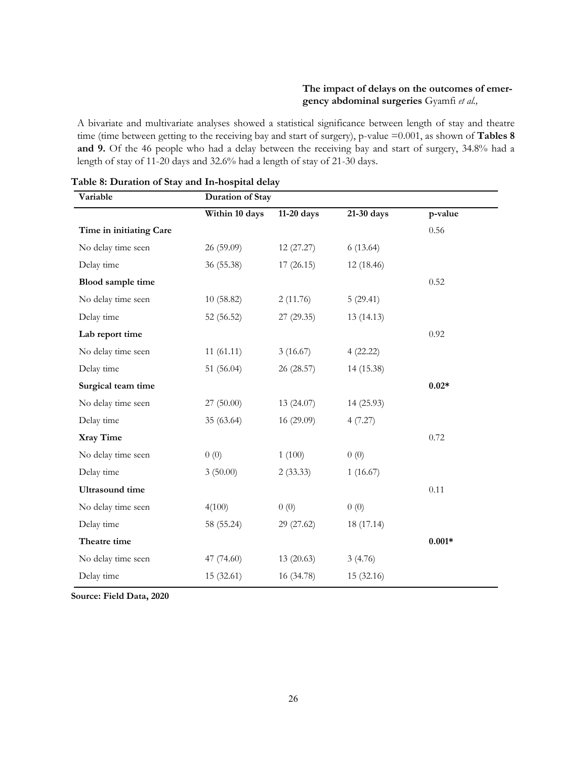A bivariate and multivariate analyses showed a statistical significance between length of stay and theatre time (time between getting to the receiving bay and start of surgery), p-value =0.001, as shown of **Tables 8 and 9.** Of the 46 people who had a delay between the receiving bay and start of surgery, 34.8% had a length of stay of 11-20 days and 32.6% had a length of stay of 21-30 days.

**Table 8: Duration of Stay and In-hospital delay**

| Variable | Duration of Stay | | | |
|---|---|---|---|---|
| | **Within 10 days** | **11-20 days** | **21-30 days** | **p-value** |
| **Time in initiating Care** | | | | 0.56 |
| No delay time seen | 26 (59.09) | 12 (27.27) | 6 (13.64) | |
| Delay time | 36 (55.38) | 17 (26.15) | 12 (18.46) | |
| **Blood sample time** | | | | 0.52 |
| No delay time seen | 10 (58.82) | 2 (11.76) | 5 (29.41) | |
| Delay time | 52 (56.52) | 27 (29.35) | 13 (14.13) | |
| **Lab report time** | | | | 0.92 |
| No delay time seen | 11 (61.11) | 3 (16.67) | 4 (22.22) | |
| Delay time | 51 (56.04) | 26 (28.57) | 14 (15.38) | |
| **Surgical team time** | | | | **0.02*** |
| No delay time seen | 27 (50.00) | 13 (24.07) | 14 (25.93) | |
| Delay time | 35 (63.64) | 16 (29.09) | 4 (7.27) | |
| **Xray Time** | | | | 0.72 |
| No delay time seen | 0 (0) | 1 (100) | 0 (0) | |
| Delay time | 3 (50.00) | 2 (33.33) | 1 (16.67) | |
| **Ultrasound time** | | | | 0.11 |
| No delay time seen | 4(100) | 0 (0) | 0 (0) | |
| Delay time | 58 (55.24) | 29 (27.62) | 18 (17.14) | |
| **Theatre time** | | | | **0.001*** |
| No delay time seen | 47 (74.60) | 13 (20.63) | 3 (4.76) | |
| Delay time | 15 (32.61) | 16 (34.78) | 15 (32.16) | |

**Source: Field Data, 2020**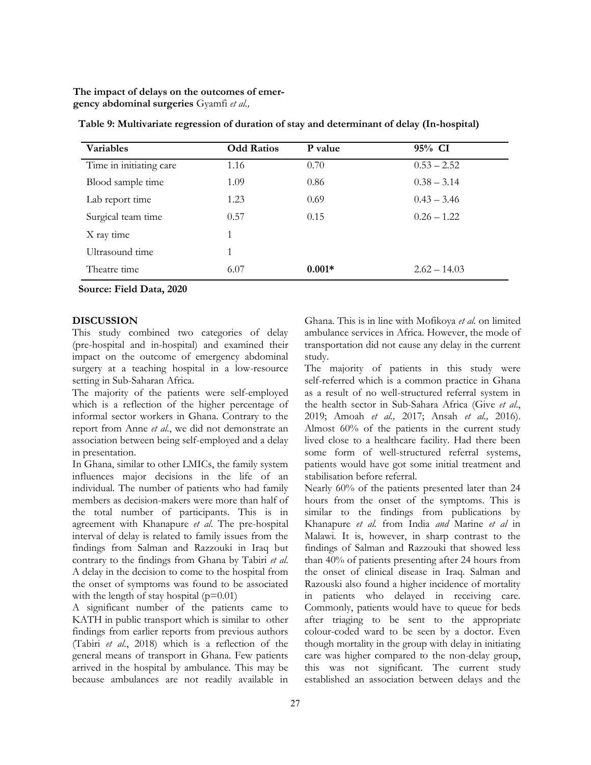**Table 9: Multivariate regression of duration of stay and determinant of delay (In-hospital)**

| Variables | Odd Ratios | P value | 95% CI |
|---|---|---|---|
| Time in initiating care | 1.16 | 0.70 | 0.53 – 2.52 |
| Blood sample time | 1.09 | 0.86 | 0.38 – 3.14 |
| Lab report time | 1.23 | 0.69 | 0.43 – 3.46 |
| Surgical team time | 0.57 | 0.15 | 0.26 – 1.22 |
| X ray time | 1 | | |
| Ultrasound time | 1 | | |
| Theatre time | 6.07 | **0.001*** | 2.62 – 14.03 |

**Source: Field Data, 2020**

## DISCUSSION

This study combined two categories of delay (pre-hospital and in-hospital) and examined their impact on the outcome of emergency abdominal surgery at a teaching hospital in a low-resource setting in Sub-Saharan Africa.

The majority of the patients were self-employed which is a reflection of the higher percentage of informal sector workers in Ghana. Contrary to the report from Anne *et al.*, we did not demonstrate an association between being self-employed and a delay in presentation.

In Ghana, similar to other LMICs, the family system influences major decisions in the life of an individual. The number of patients who had family members as decision-makers were more than half of the total number of participants. This is in agreement with Khanapure *et al.* The pre-hospital interval of delay is related to family issues from the findings from Salman and Razzouki in Iraq but contrary to the findings from Ghana by Tabiri *et al.* A delay in the decision to come to the hospital from the onset of symptoms was found to be associated with the length of stay hospital (p=0.01)

A significant number of the patients came to KATH in public transport which is similar to other findings from earlier reports from previous authors (Tabiri *et al.*, 2018) which is a reflection of the general means of transport in Ghana. Few patients arrived in the hospital by ambulance. This may be because ambulances are not readily available in Ghana. This is in line with Mofikoya *et al.* on limited ambulance services in Africa. However, the mode of transportation did not cause any delay in the current study.

The majority of patients in this study were self-referred which is a common practice in Ghana as a result of no well-structured referral system in the health sector in Sub-Sahara Africa (Give *et al.*, 2019; Amoah *et al.,* 2017; Ansah *et al.,* 2016). Almost 60% of the patients in the current study lived close to a healthcare facility. Had there been some form of well-structured referral systems, patients would have got some initial treatment and stabilisation before referral.

Nearly 60% of the patients presented later than 24 hours from the onset of the symptoms. This is similar to the findings from publications by Khanapure *et al.* from India *and* Marine *et al* in Malawi. It is, however, in sharp contrast to the findings of Salman and Razzouki that showed less than 40% of patients presenting after 24 hours from the onset of clinical disease in Iraq. Salman and Razouski also found a higher incidence of mortality in patients who delayed in receiving care. Commonly, patients would have to queue for beds after triaging to be sent to the appropriate colour-coded ward to be seen by a doctor. Even though mortality in the group with delay in initiating care was higher compared to the non-delay group, this was not significant. The current study established an association between delays and the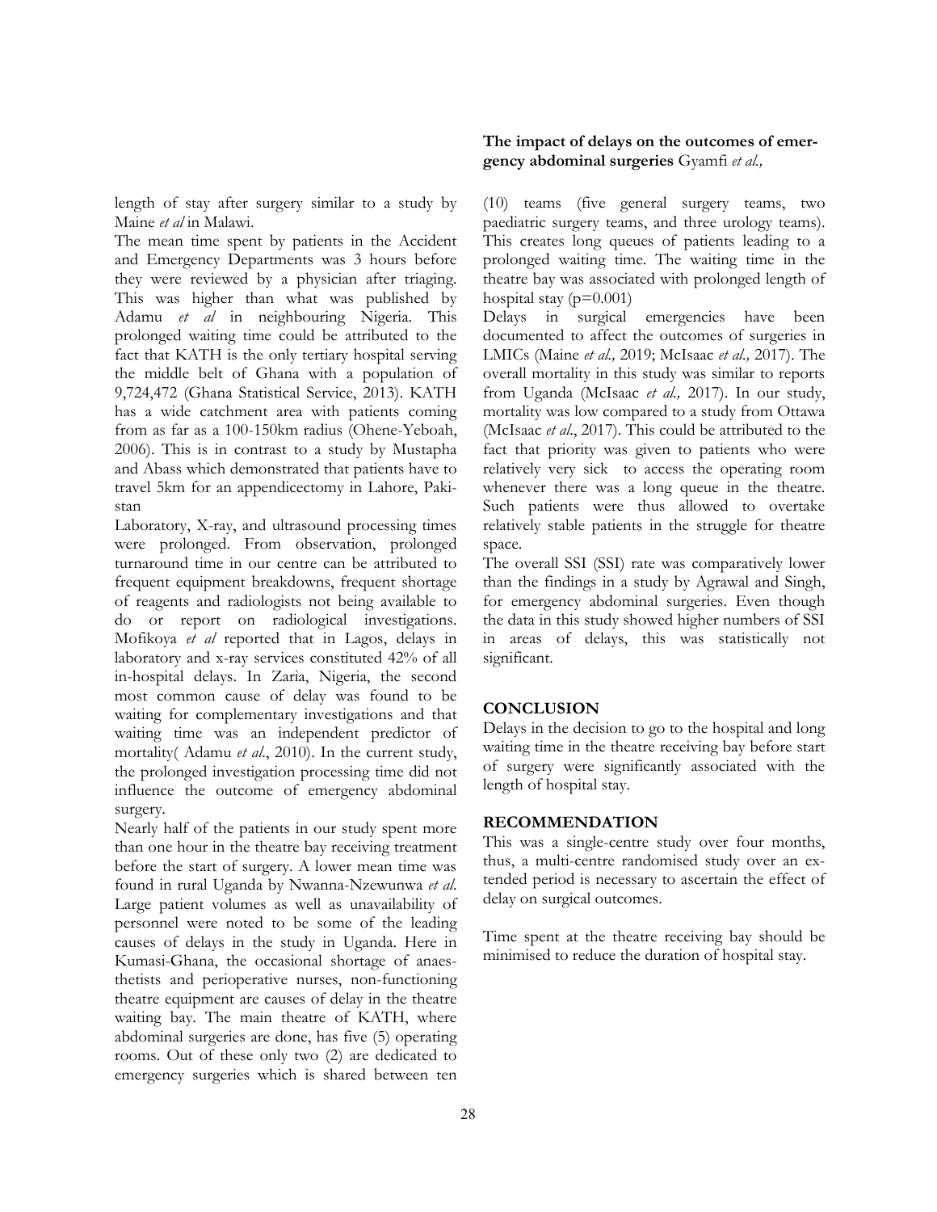length of stay after surgery similar to a study by Maine *et al* in Malawi.

The mean time spent by patients in the Accident and Emergency Departments was 3 hours before they were reviewed by a physician after triaging. This was higher than what was published by Adamu *et al* in neighbouring Nigeria. This prolonged waiting time could be attributed to the fact that KATH is the only tertiary hospital serving the middle belt of Ghana with a population of 9,724,472 (Ghana Statistical Service, 2013). KATH has a wide catchment area with patients coming from as far as a 100-150km radius (Ohene-Yeboah, 2006). This is in contrast to a study by Mustapha and Abass which demonstrated that patients have to travel 5km for an appendicectomy in Lahore, Pakistan

Laboratory, X-ray, and ultrasound processing times were prolonged. From observation, prolonged turnaround time in our centre can be attributed to frequent equipment breakdowns, frequent shortage of reagents and radiologists not being available to do or report on radiological investigations. Mofikoya *et al* reported that in Lagos, delays in laboratory and x-ray services constituted 42% of all in-hospital delays. In Zaria, Nigeria, the second most common cause of delay was found to be waiting for complementary investigations and that waiting time was an independent predictor of mortality( Adamu *et al*., 2010). In the current study, the prolonged investigation processing time did not influence the outcome of emergency abdominal surgery.

Nearly half of the patients in our study spent more than one hour in the theatre bay receiving treatment before the start of surgery. A lower mean time was found in rural Uganda by Nwanna-Nzewunwa *et al*. Large patient volumes as well as unavailability of personnel were noted to be some of the leading causes of delays in the study in Uganda. Here in Kumasi-Ghana, the occasional shortage of anaesthetists and perioperative nurses, non-functioning theatre equipment are causes of delay in the theatre waiting bay. The main theatre of KATH, where abdominal surgeries are done, has five (5) operating rooms. Out of these only two (2) are dedicated to emergency surgeries which is shared between ten (10) teams (five general surgery teams, two paediatric surgery teams, and three urology teams). This creates long queues of patients leading to a prolonged waiting time. The waiting time in the theatre bay was associated with prolonged length of hospital stay (p=0.001)

Delays in surgical emergencies have been documented to affect the outcomes of surgeries in LMICs (Maine *et al.,* 2019; McIsaac *et al.,* 2017). The overall mortality in this study was similar to reports from Uganda (McIsaac *et al.,* 2017). In our study, mortality was low compared to a study from Ottawa (McIsaac *et al*., 2017). This could be attributed to the fact that priority was given to patients who were relatively very sick to access the operating room whenever there was a long queue in the theatre. Such patients were thus allowed to overtake relatively stable patients in the struggle for theatre space.

The overall SSI (SSI) rate was comparatively lower than the findings in a study by Agrawal and Singh, for emergency abdominal surgeries. Even though the data in this study showed higher numbers of SSI in areas of delays, this was statistically not significant.

## CONCLUSION

Delays in the decision to go to the hospital and long waiting time in the theatre receiving bay before start of surgery were significantly associated with the length of hospital stay.

## RECOMMENDATION

This was a single-centre study over four months, thus, a multi-centre randomised study over an extended period is necessary to ascertain the effect of delay on surgical outcomes.

Time spent at the theatre receiving bay should be minimised to reduce the duration of hospital stay.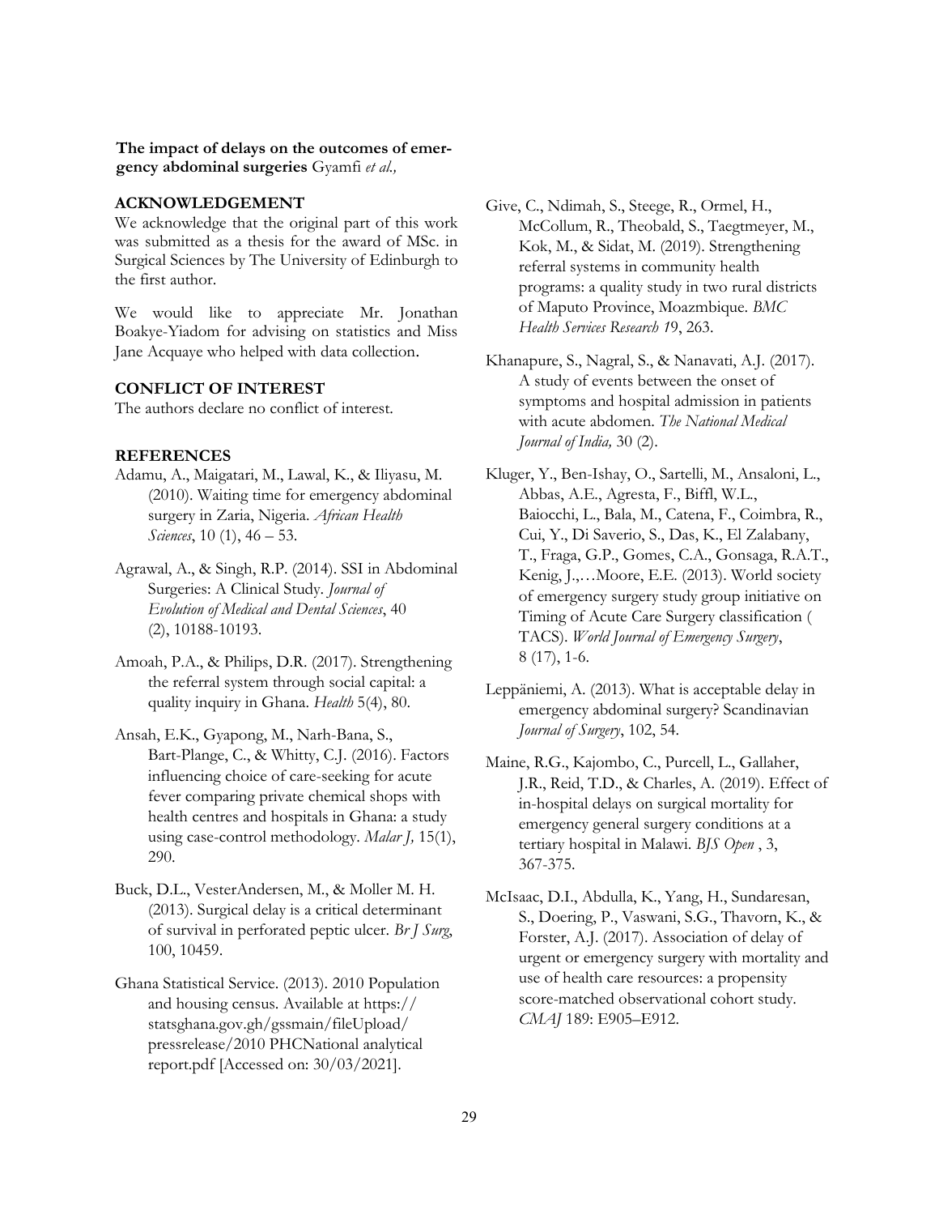## ACKNOWLEDGEMENT

We acknowledge that the original part of this work was submitted as a thesis for the award of MSc. in Surgical Sciences by The University of Edinburgh to the first author.

We would like to appreciate Mr. Jonathan Boakye-Yiadom for advising on statistics and Miss Jane Acquaye who helped with data collection.

## CONFLICT OF INTEREST

The authors declare no conflict of interest.

## REFERENCES

Adamu, A., Maigatari, M., Lawal, K., & Iliyasu, M. (2010). Waiting time for emergency abdominal surgery in Zaria, Nigeria. *African Health Sciences*, 10 (1), 46 – 53.

Agrawal, A., & Singh, R.P. (2014). SSI in Abdominal Surgeries: A Clinical Study. *Journal of Evolution of Medical and Dental Sciences*, 40 (2), 10188-10193.

Amoah, P.A., & Philips, D.R. (2017). Strengthening the referral system through social capital: a quality inquiry in Ghana. *Health* 5(4), 80.

Ansah, E.K., Gyapong, M., Narh-Bana, S., Bart-Plange, C., & Whitty, C.J. (2016). Factors influencing choice of care-seeking for acute fever comparing private chemical shops with health centres and hospitals in Ghana: a study using case-control methodology. *Malar J,* 15(1), 290.

Buck, D.L., VesterAndersen, M., & Moller M. H. (2013). Surgical delay is a critical determinant of survival in perforated peptic ulcer. *Br J Surg*, 100, 10459.

Ghana Statistical Service. (2013). 2010 Population and housing census. Available at https://statsghana.gov.gh/gssmain/fileUpload/pressrelease/2010 PHCNational analytical report.pdf [Accessed on: 30/03/2021].

Give, C., Ndimah, S., Steege, R., Ormel, H., McCollum, R., Theobald, S., Taegtmeyer, M., Kok, M., & Sidat, M. (2019). Strengthening referral systems in community health programs: a quality study in two rural districts of Maputo Province, Moazmbique. *BMC Health Services Research 19*, 263.

Khanapure, S., Nagral, S., & Nanavati, A.J. (2017). A study of events between the onset of symptoms and hospital admission in patients with acute abdomen. *The National Medical Journal of India,* 30 (2).

Kluger, Y., Ben-Ishay, O., Sartelli, M., Ansaloni, L., Abbas, A.E., Agresta, F., Biffl, W.L., Baiocchi, L., Bala, M., Catena, F., Coimbra, R., Cui, Y., Di Saverio, S., Das, K., El Zalabany, T., Fraga, G.P., Gomes, C.A., Gonsaga, R.A.T., Kenig, J.,…Moore, E.E. (2013). World society of emergency surgery study group initiative on Timing of Acute Care Surgery classification ( TACS). *World Journal of Emergency Surgery*, 8 (17), 1-6.

Leppäniemi, A. (2013). What is acceptable delay in emergency abdominal surgery? Scandinavian *Journal of Surgery*, 102, 54.

Maine, R.G., Kajombo, C., Purcell, L., Gallaher, J.R., Reid, T.D., & Charles, A. (2019). Effect of in-hospital delays on surgical mortality for emergency general surgery conditions at a tertiary hospital in Malawi. *BJS Open* , 3, 367-375.

McIsaac, D.I., Abdulla, K., Yang, H., Sundaresan, S., Doering, P., Vaswani, S.G., Thavorn, K., & Forster, A.J. (2017). Association of delay of urgent or emergency surgery with mortality and use of health care resources: a propensity score-matched observational cohort study. *CMAJ* 189: E905–E912.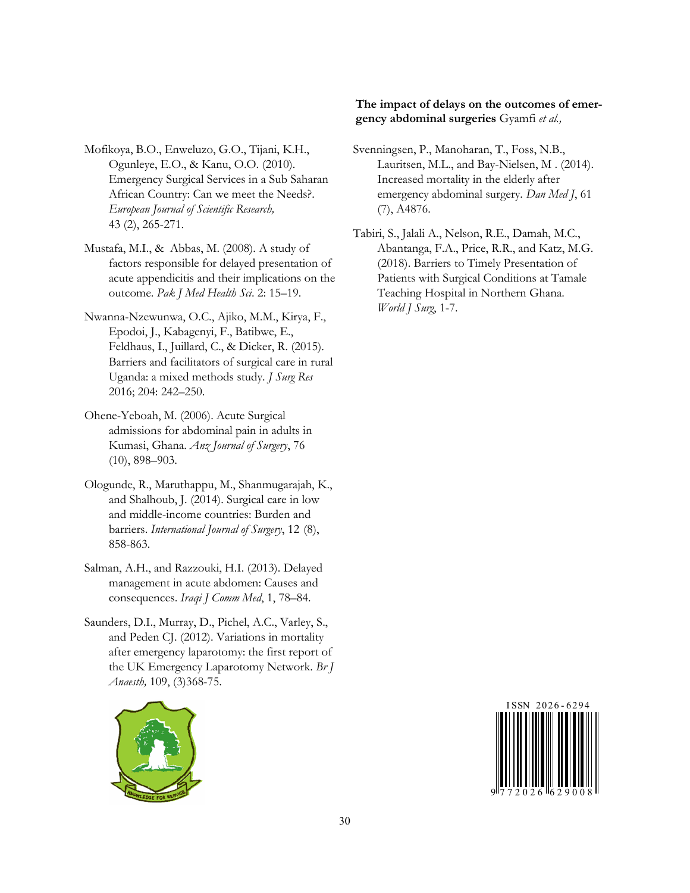Mofikoya, B.O., Enweluzo, G.O., Tijani, K.H., Ogunleye, E.O., & Kanu, O.O. (2010). Emergency Surgical Services in a Sub Saharan African Country: Can we meet the Needs?. *European Journal of Scientific Research,* 43 (2), 265-271.

Mustafa, M.I., & Abbas, M. (2008). A study of factors responsible for delayed presentation of acute appendicitis and their implications on the outcome. *Pak J Med Health Sci.* 2: 15–19.

Nwanna-Nzewunwa, O.C., Ajiko, M.M., Kirya, F., Epodoi, J., Kabagenyi, F., Batibwe, E., Feldhaus, I., Juillard, C., & Dicker, R. (2015). Barriers and facilitators of surgical care in rural Uganda: a mixed methods study. *J Surg Res* 2016; 204: 242–250.

Ohene-Yeboah, M. (2006). Acute Surgical admissions for abdominal pain in adults in Kumasi, Ghana. *Anz Journal of Surgery*, 76 (10), 898–903.

Ologunde, R., Maruthappu, M., Shanmugarajah, K., and Shalhoub, J. (2014). Surgical care in low and middle-income countries: Burden and barriers. *International Journal of Surgery*, 12 (8), 858-863.

Salman, A.H., and Razzouki, H.I. (2013). Delayed management in acute abdomen: Causes and consequences. *Iraqi J Comm Med*, 1, 78–84.

Saunders, D.I., Murray, D., Pichel, A.C., Varley, S., and Peden CJ. (2012). Variations in mortality after emergency laparotomy: the first report of the UK Emergency Laparotomy Network. *Br J Anaesth,* 109, (3)368-75.

Svenningsen, P., Manoharan, T., Foss, N.B., Lauritsen, M.L., and Bay-Nielsen, M . (2014). Increased mortality in the elderly after emergency abdominal surgery. *Dan Med J*, 61 (7), A4876.

Tabiri, S., Jalali A., Nelson, R.E., Damah, M.C., Abantanga, F.A., Price, R.R., and Katz, M.G. (2018). Barriers to Timely Presentation of Patients with Surgical Conditions at Tamale Teaching Hospital in Northern Ghana. *World J Surg*, 1-7.